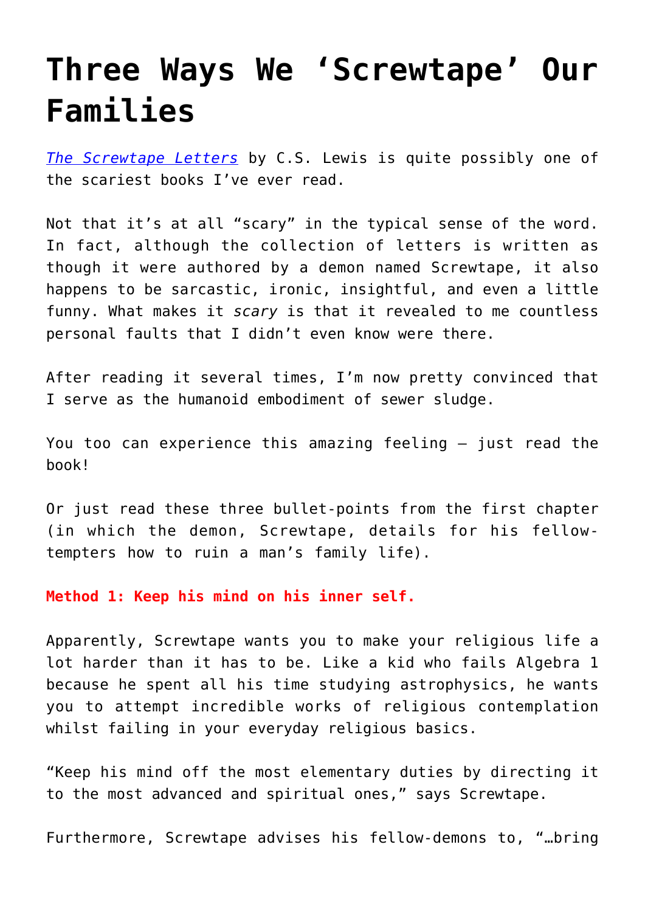# Three Ways We 'Screwtape' Our Families

*The Screwtape Letters* by C.S. Lewis is quite possibly one of the scariest books I've ever read.

Not that it's at all "scary" in the typical sense of the word. In fact, although the collection of letters is written as though it were authored by a demon named Screwtape, it also happens to be sarcastic, ironic, insightful, and even a little funny. What makes it *scary* is that it revealed to me countless personal faults that I didn't even know were there.

After reading it several times, I'm now pretty convinced that I serve as the humanoid embodiment of sewer sludge.

You too can experience this amazing feeling – just read the book!

Or just read these three bullet-points from the first chapter (in which the demon, Screwtape, details for his fellow-tempters how to ruin a man's family life).

**Method 1: Keep his mind on his inner self.**

Apparently, Screwtape wants you to make your religious life a lot harder than it has to be. Like a kid who fails Algebra 1 because he spent all his time studying astrophysics, he wants you to attempt incredible works of religious contemplation whilst failing in your everyday religious basics.

"Keep his mind off the most elementary duties by directing it to the most advanced and spiritual ones," says Screwtape.

Furthermore, Screwtape advises his fellow-demons to, "…bring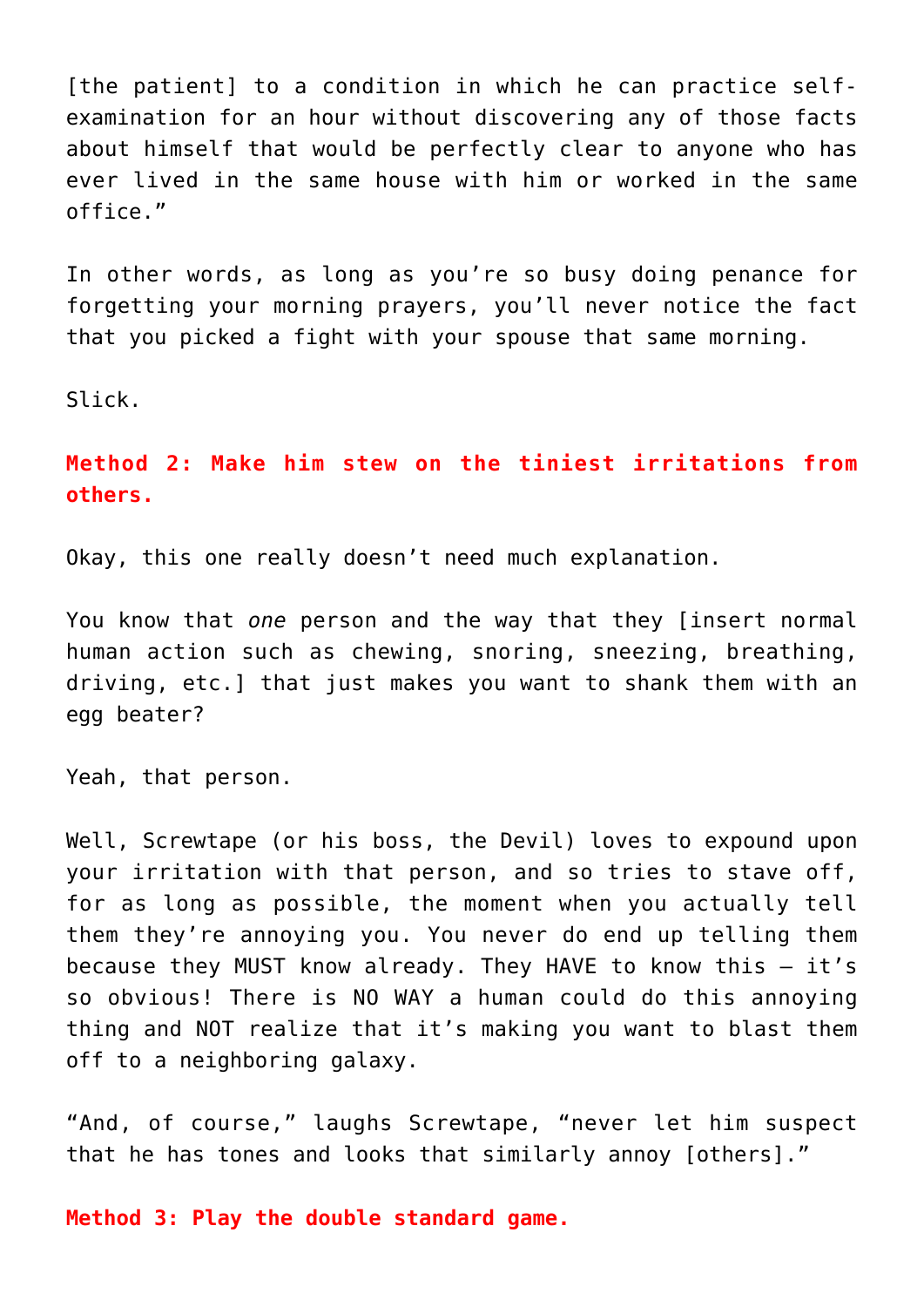[the patient] to a condition in which he can practice self-examination for an hour without discovering any of those facts about himself that would be perfectly clear to anyone who has ever lived in the same house with him or worked in the same office."

In other words, as long as you're so busy doing penance for forgetting your morning prayers, you'll never notice the fact that you picked a fight with your spouse that same morning.

Slick.

**Method 2: Make him stew on the tiniest irritations from others.**

Okay, this one really doesn't need much explanation.

You know that *one* person and the way that they [insert normal human action such as chewing, snoring, sneezing, breathing, driving, etc.] that just makes you want to shank them with an egg beater?

Yeah, that person.

Well, Screwtape (or his boss, the Devil) loves to expound upon your irritation with that person, and so tries to stave off, for as long as possible, the moment when you actually tell them they're annoying you. You never do end up telling them because they MUST know already. They HAVE to know this – it's so obvious! There is NO WAY a human could do this annoying thing and NOT realize that it's making you want to blast them off to a neighboring galaxy.

"And, of course," laughs Screwtape, "never let him suspect that he has tones and looks that similarly annoy [others]."

**Method 3: Play the double standard game.**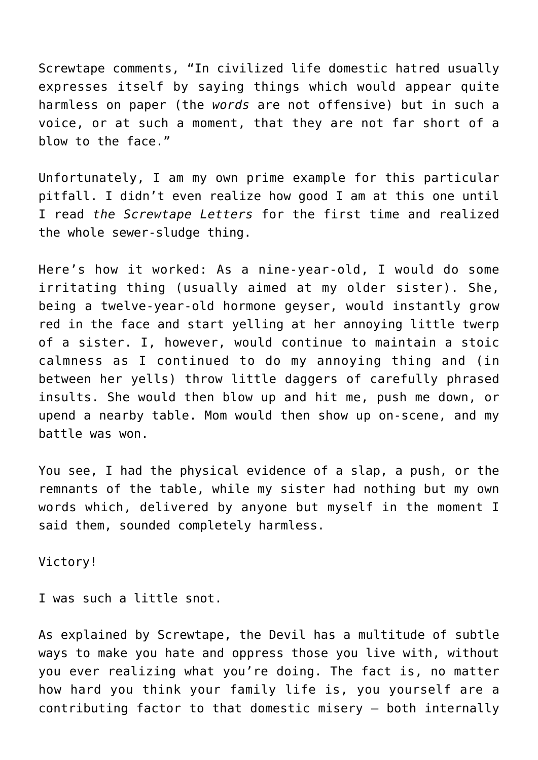Screwtape comments, "In civilized life domestic hatred usually expresses itself by saying things which would appear quite harmless on paper (the *words* are not offensive) but in such a voice, or at such a moment, that they are not far short of a blow to the face."

Unfortunately, I am my own prime example for this particular pitfall. I didn't even realize how good I am at this one until I read *the Screwtape Letters* for the first time and realized the whole sewer-sludge thing.

Here's how it worked: As a nine-year-old, I would do some irritating thing (usually aimed at my older sister). She, being a twelve-year-old hormone geyser, would instantly grow red in the face and start yelling at her annoying little twerp of a sister. I, however, would continue to maintain a stoic calmness as I continued to do my annoying thing and (in between her yells) throw little daggers of carefully phrased insults. She would then blow up and hit me, push me down, or upend a nearby table. Mom would then show up on-scene, and my battle was won.

You see, I had the physical evidence of a slap, a push, or the remnants of the table, while my sister had nothing but my own words which, delivered by anyone but myself in the moment I said them, sounded completely harmless.

Victory!

I was such a little snot.

As explained by Screwtape, the Devil has a multitude of subtle ways to make you hate and oppress those you live with, without you ever realizing what you're doing. The fact is, no matter how hard you think your family life is, you yourself are a contributing factor to that domestic misery – both internally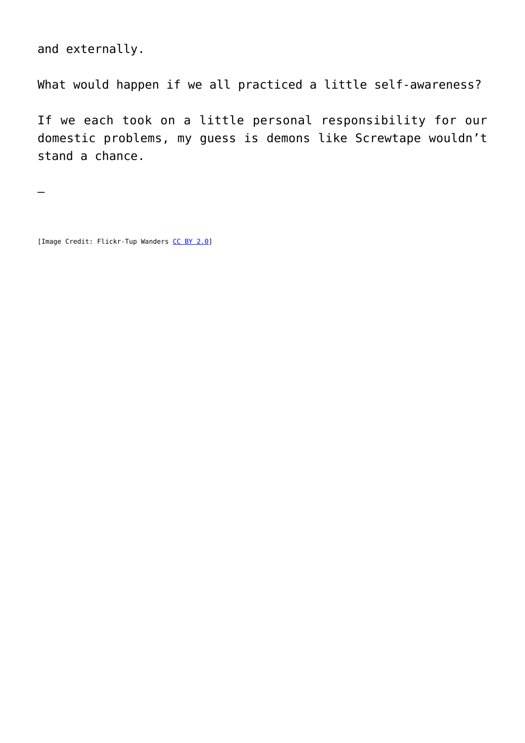and externally.

What would happen if we all practiced a little self-awareness?

If we each took on a little personal responsibility for our domestic problems, my guess is demons like Screwtape wouldn't stand a chance.

—

[Image Credit: Flickr-Tup Wanders CC BY 2.0]